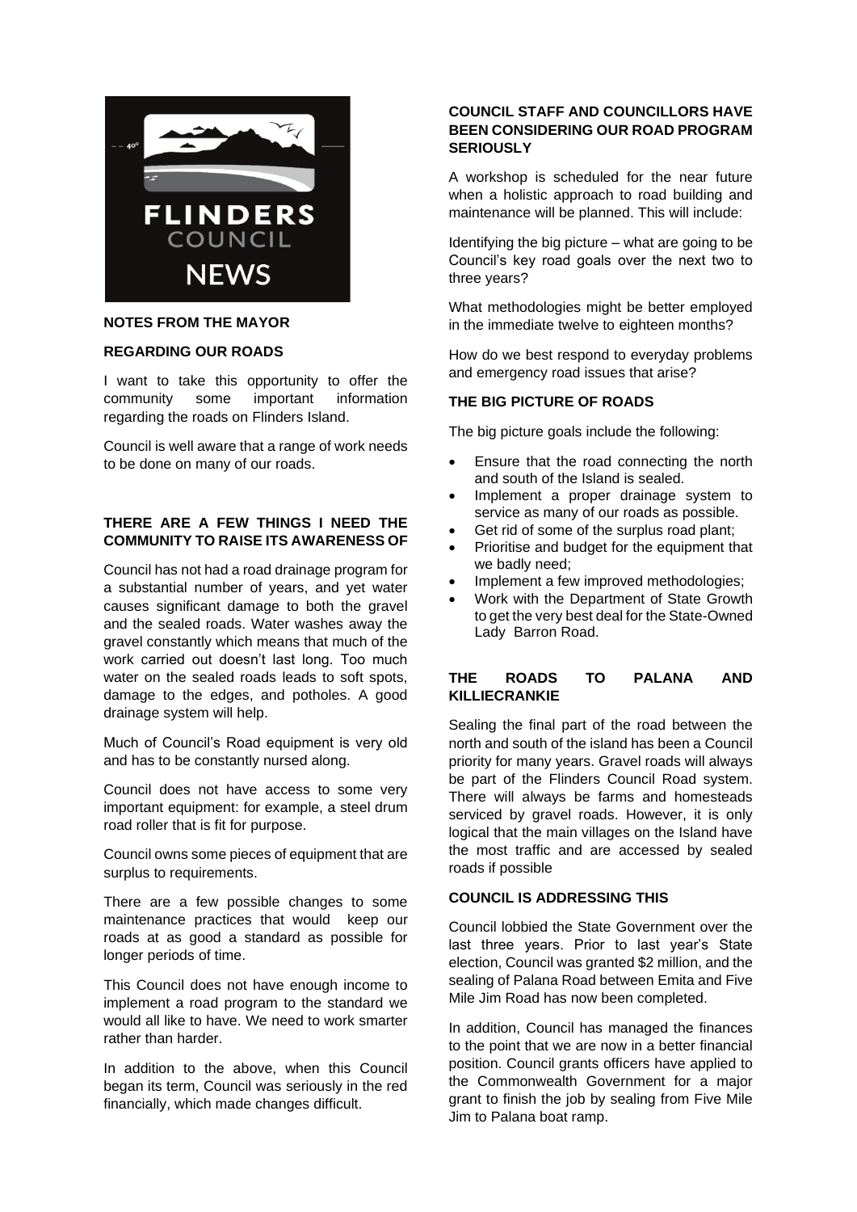FLINDERS COUNCIL NEWS

## NOTES FROM THE MAYOR

### REGARDING OUR ROADS

I want to take this opportunity to offer the community some important information regarding the roads on Flinders Island.

Council is well aware that a range of work needs to be done on many of our roads.

### THERE ARE A FEW THINGS I NEED THE COMMUNITY TO RAISE ITS AWARENESS OF

Council has not had a road drainage program for a substantial number of years, and yet water causes significant damage to both the gravel and the sealed roads. Water washes away the gravel constantly which means that much of the work carried out doesn't last long. Too much water on the sealed roads leads to soft spots, damage to the edges, and potholes. A good drainage system will help.

Much of Council's Road equipment is very old and has to be constantly nursed along.

Council does not have access to some very important equipment: for example, a steel drum road roller that is fit for purpose.

Council owns some pieces of equipment that are surplus to requirements.

There are a few possible changes to some maintenance practices that would keep our roads at as good a standard as possible for longer periods of time.

This Council does not have enough income to implement a road program to the standard we would all like to have. We need to work smarter rather than harder.

In addition to the above, when this Council began its term, Council was seriously in the red financially, which made changes difficult.

### COUNCIL STAFF AND COUNCILLORS HAVE BEEN CONSIDERING OUR ROAD PROGRAM SERIOUSLY

A workshop is scheduled for the near future when a holistic approach to road building and maintenance will be planned. This will include:

Identifying the big picture – what are going to be Council's key road goals over the next two to three years?

What methodologies might be better employed in the immediate twelve to eighteen months?

How do we best respond to everyday problems and emergency road issues that arise?

### THE BIG PICTURE OF ROADS

The big picture goals include the following:

- Ensure that the road connecting the north and south of the Island is sealed.
- Implement a proper drainage system to service as many of our roads as possible.
- Get rid of some of the surplus road plant;
- Prioritise and budget for the equipment that we badly need;
- Implement a few improved methodologies;
- Work with the Department of State Growth to get the very best deal for the State-Owned Lady Barron Road.

### THE ROADS TO PALANA AND KILLIECRANKIE

Sealing the final part of the road between the north and south of the island has been a Council priority for many years. Gravel roads will always be part of the Flinders Council Road system. There will always be farms and homesteads serviced by gravel roads. However, it is only logical that the main villages on the Island have the most traffic and are accessed by sealed roads if possible

### COUNCIL IS ADDRESSING THIS

Council lobbied the State Government over the last three years. Prior to last year's State election, Council was granted $2 million, and the sealing of Palana Road between Emita and Five Mile Jim Road has now been completed.

In addition, Council has managed the finances to the point that we are now in a better financial position. Council grants officers have applied to the Commonwealth Government for a major grant to finish the job by sealing from Five Mile Jim to Palana boat ramp.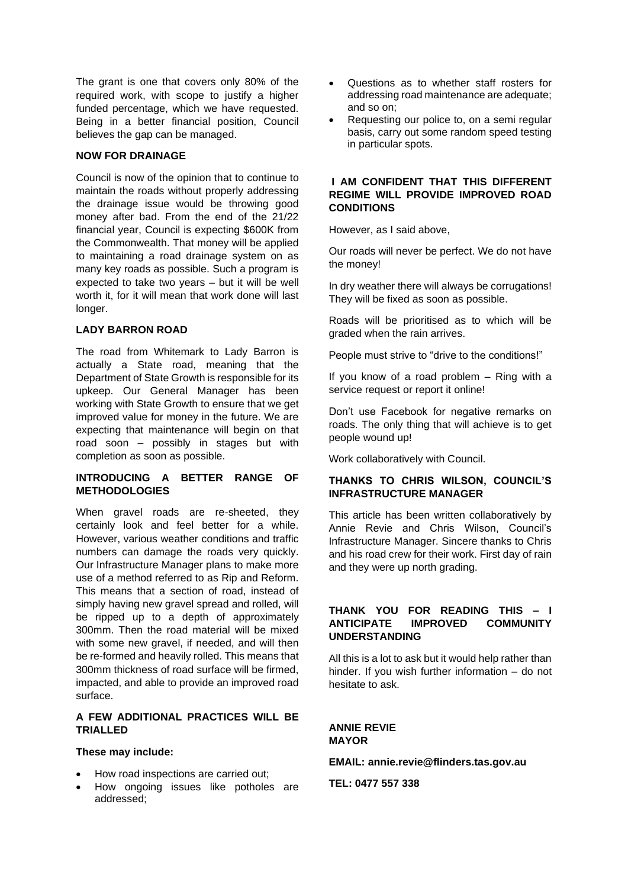The grant is one that covers only 80% of the required work, with scope to justify a higher funded percentage, which we have requested. Being in a better financial position, Council believes the gap can be managed.

### NOW FOR DRAINAGE

Council is now of the opinion that to continue to maintain the roads without properly addressing the drainage issue would be throwing good money after bad. From the end of the 21/22 financial year, Council is expecting $600K from the Commonwealth. That money will be applied to maintaining a road drainage system on as many key roads as possible. Such a program is expected to take two years – but it will be well worth it, for it will mean that work done will last longer.

### LADY BARRON ROAD

The road from Whitemark to Lady Barron is actually a State road, meaning that the Department of State Growth is responsible for its upkeep. Our General Manager has been working with State Growth to ensure that we get improved value for money in the future. We are expecting that maintenance will begin on that road soon – possibly in stages but with completion as soon as possible.

### INTRODUCING A BETTER RANGE OF METHODOLOGIES

When gravel roads are re-sheeted, they certainly look and feel better for a while. However, various weather conditions and traffic numbers can damage the roads very quickly. Our Infrastructure Manager plans to make more use of a method referred to as Rip and Reform. This means that a section of road, instead of simply having new gravel spread and rolled, will be ripped up to a depth of approximately 300mm. Then the road material will be mixed with some new gravel, if needed, and will then be re-formed and heavily rolled. This means that 300mm thickness of road surface will be firmed, impacted, and able to provide an improved road surface.

### A FEW ADDITIONAL PRACTICES WILL BE TRIALLED

**These may include:**

- How road inspections are carried out;
- How ongoing issues like potholes are addressed;
- Questions as to whether staff rosters for addressing road maintenance are adequate; and so on;
- Requesting our police to, on a semi regular basis, carry out some random speed testing in particular spots.

### I AM CONFIDENT THAT THIS DIFFERENT REGIME WILL PROVIDE IMPROVED ROAD CONDITIONS

However, as I said above,

Our roads will never be perfect. We do not have the money!

In dry weather there will always be corrugations! They will be fixed as soon as possible.

Roads will be prioritised as to which will be graded when the rain arrives.

People must strive to "drive to the conditions!"

If you know of a road problem – Ring with a service request or report it online!

Don't use Facebook for negative remarks on roads. The only thing that will achieve is to get people wound up!

Work collaboratively with Council.

### THANKS TO CHRIS WILSON, COUNCIL'S INFRASTRUCTURE MANAGER

This article has been written collaboratively by Annie Revie and Chris Wilson, Council's Infrastructure Manager. Sincere thanks to Chris and his road crew for their work. First day of rain and they were up north grading.

### THANK YOU FOR READING THIS – I ANTICIPATE IMPROVED COMMUNITY UNDERSTANDING

All this is a lot to ask but it would help rather than hinder. If you wish further information – do not hesitate to ask.

**ANNIE REVIE**
**MAYOR**

**EMAIL: annie.revie@flinders.tas.gov.au**

**TEL: 0477 557 338**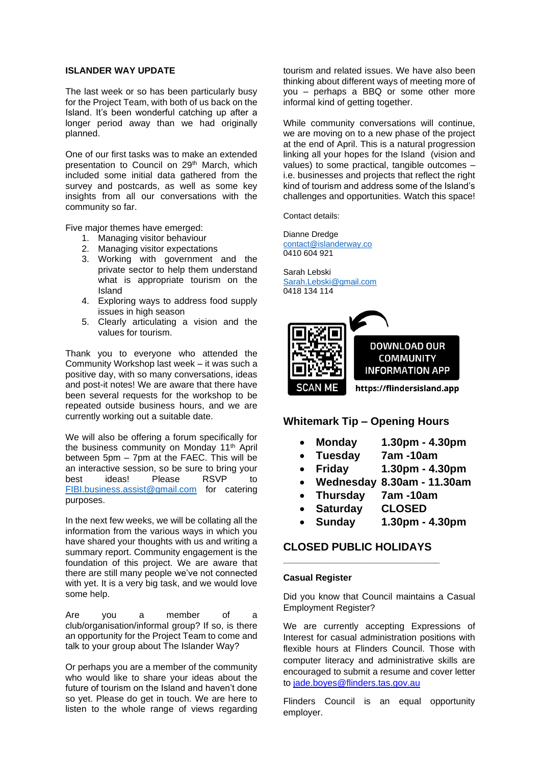**ISLANDER WAY UPDATE**

The last week or so has been particularly busy for the Project Team, with both of us back on the Island. It's been wonderful catching up after a longer period away than we had originally planned.

One of our first tasks was to make an extended presentation to Council on 29th March, which included some initial data gathered from the survey and postcards, as well as some key insights from all our conversations with the community so far.

Five major themes have emerged:

1. Managing visitor behaviour
2. Managing visitor expectations
3. Working with government and the private sector to help them understand what is appropriate tourism on the Island
4. Exploring ways to address food supply issues in high season
5. Clearly articulating a vision and the values for tourism.

Thank you to everyone who attended the Community Workshop last week – it was such a positive day, with so many conversations, ideas and post-it notes! We are aware that there have been several requests for the workshop to be repeated outside business hours, and we are currently working out a suitable date.

We will also be offering a forum specifically for the business community on Monday 11th April between 5pm – 7pm at the FAEC. This will be an interactive session, so be sure to bring your best ideas! Please RSVP to FIBI.business.assist@gmail.com for catering purposes.

In the next few weeks, we will be collating all the information from the various ways in which you have shared your thoughts with us and writing a summary report. Community engagement is the foundation of this project. We are aware that there are still many people we've not connected with yet. It is a very big task, and we would love some help.

Are you a member of a club/organisation/informal group? If so, is there an opportunity for the Project Team to come and talk to your group about The Islander Way?

Or perhaps you are a member of the community who would like to share your ideas about the future of tourism on the Island and haven't done so yet. Please do get in touch. We are here to listen to the whole range of views regarding tourism and related issues. We have also been thinking about different ways of meeting more of you – perhaps a BBQ or some other more informal kind of getting together.

While community conversations will continue, we are moving on to a new phase of the project at the end of April. This is a natural progression linking all your hopes for the Island (vision and values) to some practical, tangible outcomes – i.e. businesses and projects that reflect the right kind of tourism and address some of the Island's challenges and opportunities. Watch this space!

Contact details:

Dianne Dredge
contact@islanderway.co
0410 604 921

Sarah Lebski
Sarah.Lebski@gmail.com
0418 134 114

SCAN ME

DOWNLOAD OUR COMMUNITY INFORMATION APP

https://flindersisland.app

## Whitemark Tip – Opening Hours

- **Monday** 1.30pm - 4.30pm
- **Tuesday** 7am -10am
- **Friday** 1.30pm - 4.30pm
- **Wednesday** 8.30am - 11.30am
- **Thursday** 7am -10am
- **Saturday** CLOSED
- **Sunday** 1.30pm - 4.30pm

## CLOSED PUBLIC HOLIDAYS

---

**Casual Register**

Did you know that Council maintains a Casual Employment Register?

We are currently accepting Expressions of Interest for casual administration positions with flexible hours at Flinders Council. Those with computer literacy and administrative skills are encouraged to submit a resume and cover letter to jade.boyes@flinders.tas.gov.au

Flinders Council is an equal opportunity employer.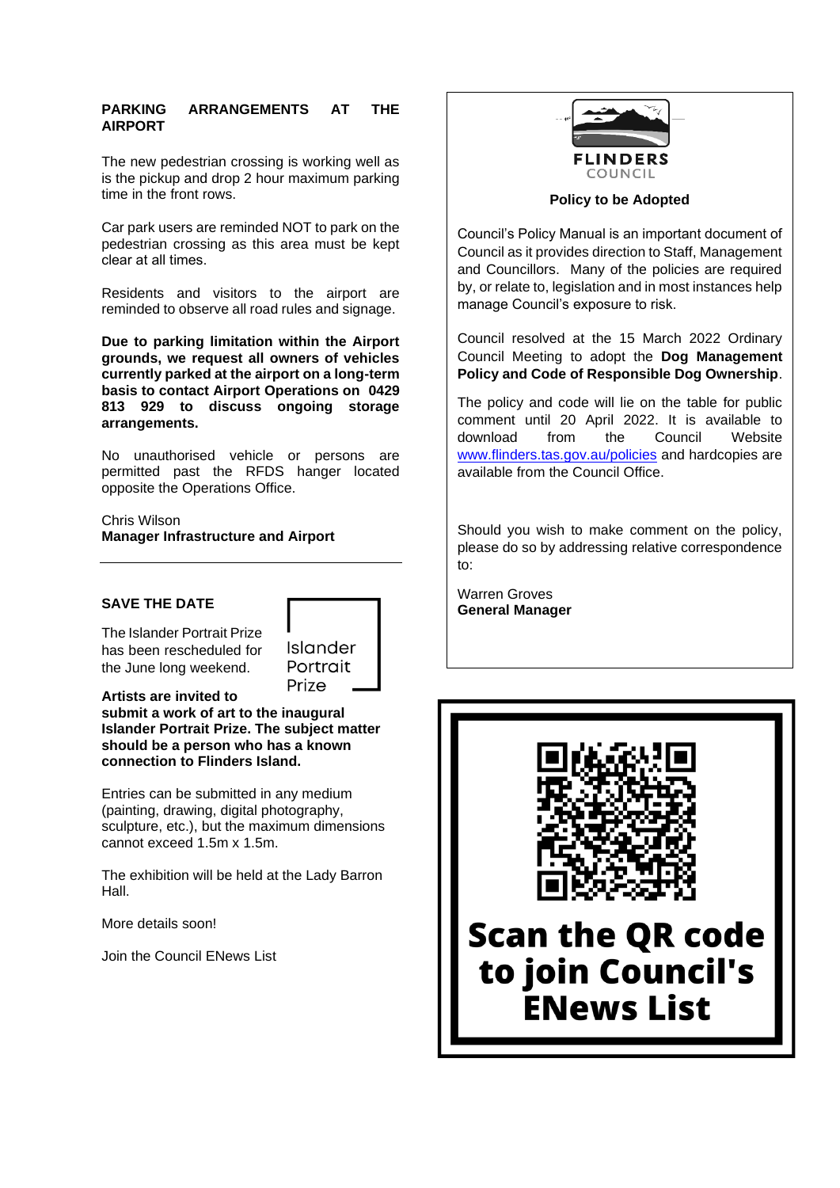## PARKING ARRANGEMENTS AT THE AIRPORT

The new pedestrian crossing is working well as is the pickup and drop 2 hour maximum parking time in the front rows.

Car park users are reminded NOT to park on the pedestrian crossing as this area must be kept clear at all times.

Residents and visitors to the airport are reminded to observe all road rules and signage.

**Due to parking limitation within the Airport grounds, we request all owners of vehicles currently parked at the airport on a long-term basis to contact Airport Operations on 0429 813 929 to discuss ongoing storage arrangements.**

No unauthorised vehicle or persons are permitted past the RFDS hanger located opposite the Operations Office.

Chris Wilson
**Manager Infrastructure and Airport**

---

## SAVE THE DATE

Islander Portrait Prize

The Islander Portrait Prize has been rescheduled for the June long weekend.

**Artists are invited to submit a work of art to the inaugural Islander Portrait Prize. The subject matter should be a person who has a known connection to Flinders Island.**

Entries can be submitted in any medium (painting, drawing, digital photography, sculpture, etc.), but the maximum dimensions cannot exceed 1.5m x 1.5m.

The exhibition will be held at the Lady Barron Hall.

More details soon!

Join the Council ENews List

---

FLINDERS COUNCIL

### Policy to be Adopted

Council's Policy Manual is an important document of Council as it provides direction to Staff, Management and Councillors. Many of the policies are required by, or relate to, legislation and in most instances help manage Council's exposure to risk.

Council resolved at the 15 March 2022 Ordinary Council Meeting to adopt the **Dog Management Policy and Code of Responsible Dog Ownership**.

The policy and code will lie on the table for public comment until 20 April 2022. It is available to download from the Council Website www.flinders.tas.gov.au/policies and hardcopies are available from the Council Office.

Should you wish to make comment on the policy, please do so by addressing relative correspondence to:

Warren Groves
**General Manager**

---

**Scan the QR code to join Council's ENews List**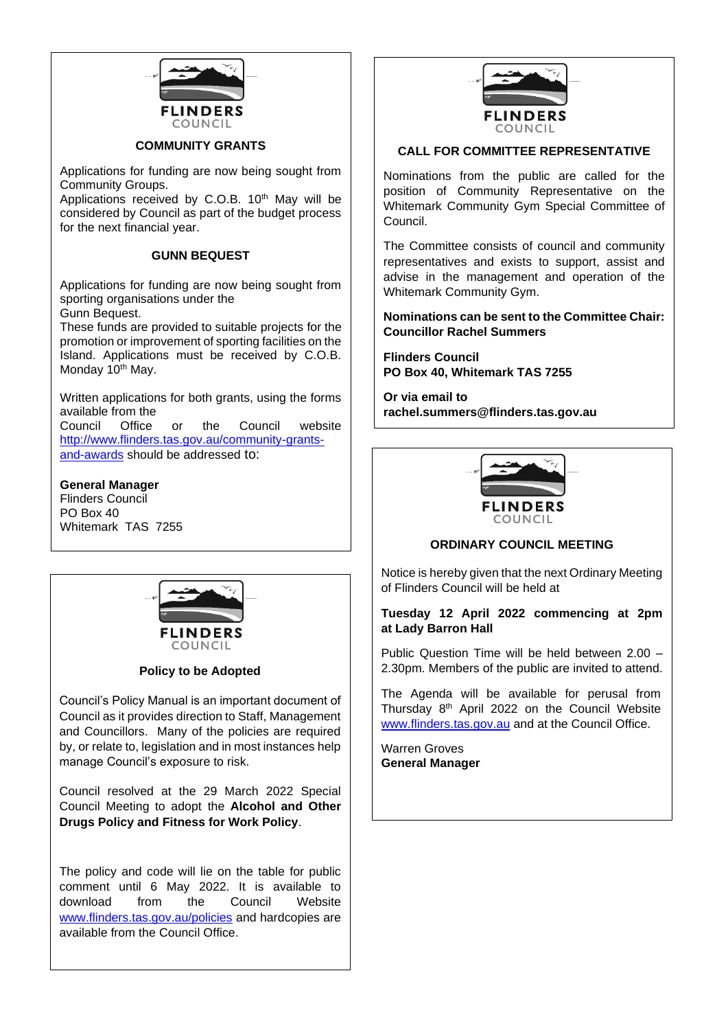FLINDERS COUNCIL

## COMMUNITY GRANTS

Applications for funding are now being sought from Community Groups.
Applications received by C.O.B. 10th May will be considered by Council as part of the budget process for the next financial year.

## GUNN BEQUEST

Applications for funding are now being sought from sporting organisations under the Gunn Bequest.
These funds are provided to suitable projects for the promotion or improvement of sporting facilities on the Island. Applications must be received by C.O.B. Monday 10th May.

Written applications for both grants, using the forms available from the Council Office or the Council website http://www.flinders.tas.gov.au/community-grants-and-awards should be addressed to:

**General Manager**
Flinders Council
PO Box 40
Whitemark TAS 7255

FLINDERS COUNCIL

## Policy to be Adopted

Council's Policy Manual is an important document of Council as it provides direction to Staff, Management and Councillors. Many of the policies are required by, or relate to, legislation and in most instances help manage Council's exposure to risk.

Council resolved at the 29 March 2022 Special Council Meeting to adopt the **Alcohol and Other Drugs Policy and Fitness for Work Policy**.

The policy and code will lie on the table for public comment until 6 May 2022. It is available to download from the Council Website www.flinders.tas.gov.au/policies and hardcopies are available from the Council Office.

FLINDERS COUNCIL

## CALL FOR COMMITTEE REPRESENTATIVE

Nominations from the public are called for the position of Community Representative on the Whitemark Community Gym Special Committee of Council.

The Committee consists of council and community representatives and exists to support, assist and advise in the management and operation of the Whitemark Community Gym.

**Nominations can be sent to the Committee Chair: Councillor Rachel Summers**

**Flinders Council**
**PO Box 40, Whitemark TAS 7255**

**Or via email to**
**rachel.summers@flinders.tas.gov.au**

FLINDERS COUNCIL

## ORDINARY COUNCIL MEETING

Notice is hereby given that the next Ordinary Meeting of Flinders Council will be held at

**Tuesday 12 April 2022 commencing at 2pm at Lady Barron Hall**

Public Question Time will be held between 2.00 – 2.30pm. Members of the public are invited to attend.

The Agenda will be available for perusal from Thursday 8th April 2022 on the Council Website www.flinders.tas.gov.au and at the Council Office.

Warren Groves
**General Manager**